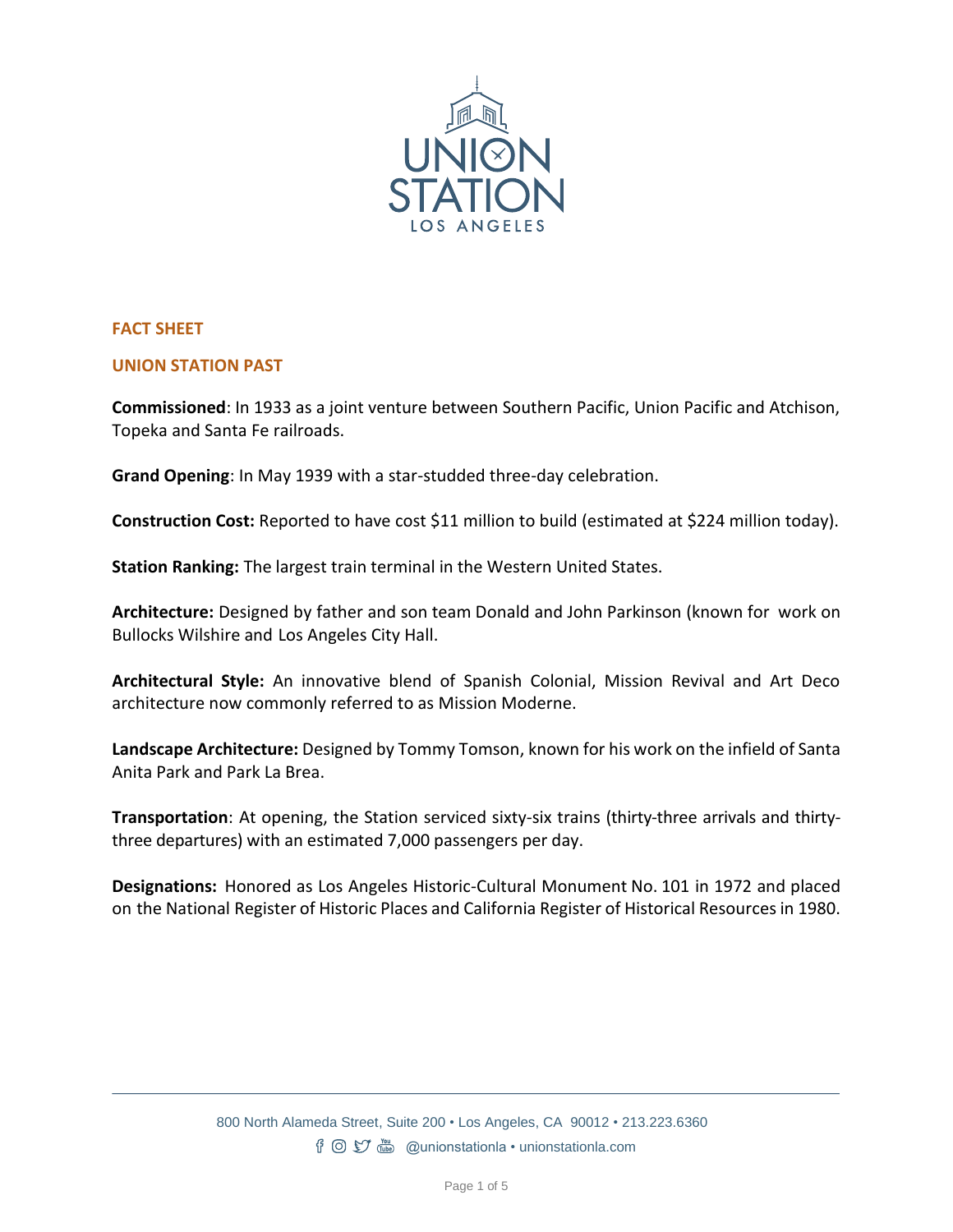UNION STATION

LOS ANGELES

## FACT SHEET

## UNION STATION PAST

**Commissioned**: In 1933 as a joint venture between Southern Pacific, Union Pacific and Atchison, Topeka and Santa Fe railroads.

**Grand Opening**: In May 1939 with a star-studded three-day celebration.

**Construction Cost:** Reported to have cost $11 million to build (estimated at $224 million today).

**Station Ranking:** The largest train terminal in the Western United States.

**Architecture:** Designed by father and son team Donald and John Parkinson (known for work on Bullocks Wilshire and Los Angeles City Hall.

**Architectural Style:** An innovative blend of Spanish Colonial, Mission Revival and Art Deco architecture now commonly referred to as Mission Moderne.

**Landscape Architecture:** Designed by Tommy Tomson, known for his work on the infield of Santa Anita Park and Park La Brea.

**Transportation**: At opening, the Station serviced sixty-six trains (thirty-three arrivals and thirty-three departures) with an estimated 7,000 passengers per day.

**Designations:** Honored as Los Angeles Historic-Cultural Monument No. 101 in 1972 and placed on the National Register of Historic Places and California Register of Historical Resources in 1980.

800 North Alameda Street, Suite 200 • Los Angeles, CA 90012 • 213.223.6360
@unionstationla • unionstationla.com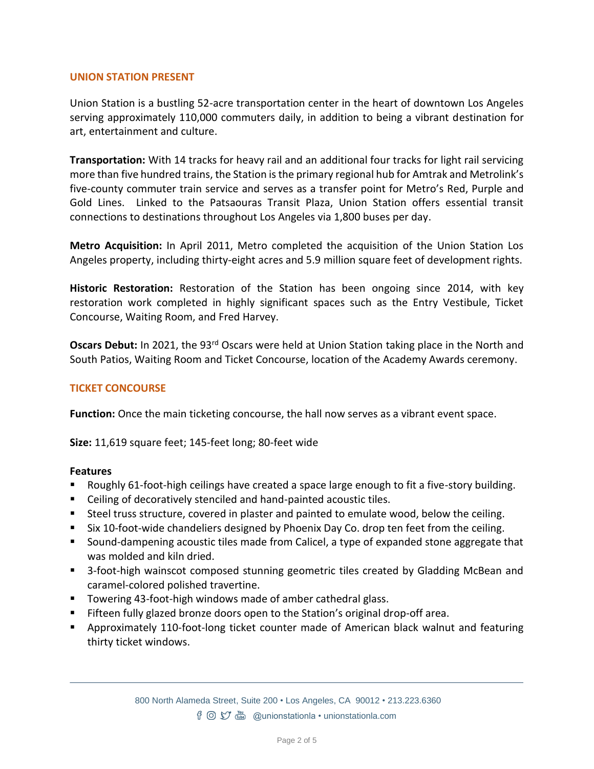## UNION STATION PRESENT

Union Station is a bustling 52-acre transportation center in the heart of downtown Los Angeles serving approximately 110,000 commuters daily, in addition to being a vibrant destination for art, entertainment and culture.

**Transportation:** With 14 tracks for heavy rail and an additional four tracks for light rail servicing more than five hundred trains, the Station is the primary regional hub for Amtrak and Metrolink's five-county commuter train service and serves as a transfer point for Metro's Red, Purple and Gold Lines. Linked to the Patsaouras Transit Plaza, Union Station offers essential transit connections to destinations throughout Los Angeles via 1,800 buses per day.

**Metro Acquisition:** In April 2011, Metro completed the acquisition of the Union Station Los Angeles property, including thirty-eight acres and 5.9 million square feet of development rights.

**Historic Restoration:** Restoration of the Station has been ongoing since 2014, with key restoration work completed in highly significant spaces such as the Entry Vestibule, Ticket Concourse, Waiting Room, and Fred Harvey.

**Oscars Debut:** In 2021, the 93rd Oscars were held at Union Station taking place in the North and South Patios, Waiting Room and Ticket Concourse, location of the Academy Awards ceremony.

## TICKET CONCOURSE

**Function:** Once the main ticketing concourse, the hall now serves as a vibrant event space.

**Size:** 11,619 square feet; 145-feet long; 80-feet wide

**Features**

- Roughly 61-foot-high ceilings have created a space large enough to fit a five-story building.
- Ceiling of decoratively stenciled and hand-painted acoustic tiles.
- Steel truss structure, covered in plaster and painted to emulate wood, below the ceiling.
- Six 10-foot-wide chandeliers designed by Phoenix Day Co. drop ten feet from the ceiling.
- Sound-dampening acoustic tiles made from Calicel, a type of expanded stone aggregate that was molded and kiln dried.
- 3-foot-high wainscot composed stunning geometric tiles created by Gladding McBean and caramel-colored polished travertine.
- Towering 43-foot-high windows made of amber cathedral glass.
- Fifteen fully glazed bronze doors open to the Station's original drop-off area.
- Approximately 110-foot-long ticket counter made of American black walnut and featuring thirty ticket windows.

800 North Alameda Street, Suite 200 • Los Angeles, CA 90012 • 213.223.6360
@unionstationla • unionstationla.com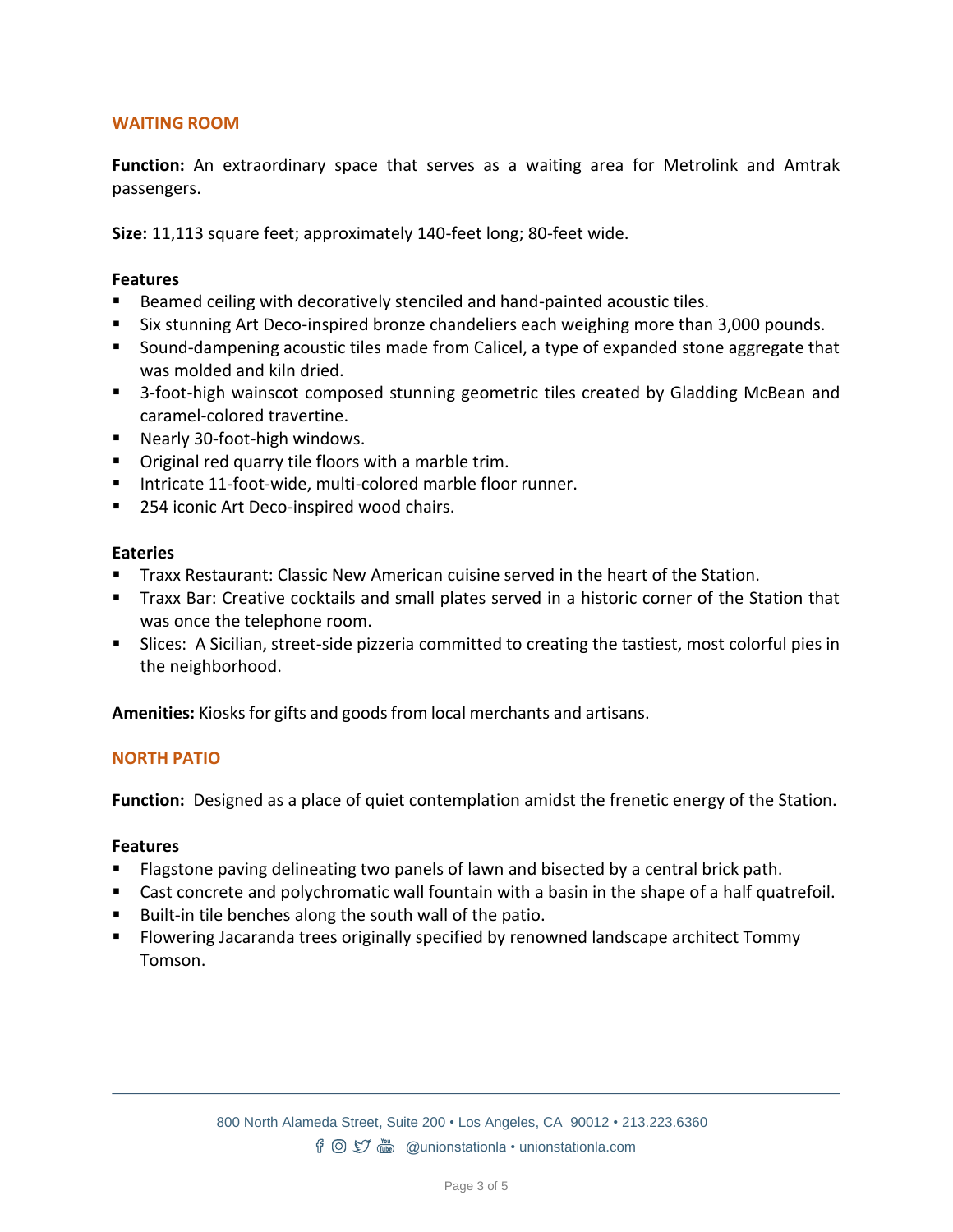## WAITING ROOM

**Function:** An extraordinary space that serves as a waiting area for Metrolink and Amtrak passengers.

**Size:** 11,113 square feet; approximately 140-feet long; 80-feet wide.

### Features

- Beamed ceiling with decoratively stenciled and hand-painted acoustic tiles.
- Six stunning Art Deco-inspired bronze chandeliers each weighing more than 3,000 pounds.
- Sound-dampening acoustic tiles made from Calicel, a type of expanded stone aggregate that was molded and kiln dried.
- 3-foot-high wainscot composed stunning geometric tiles created by Gladding McBean and caramel-colored travertine.
- Nearly 30-foot-high windows.
- Original red quarry tile floors with a marble trim.
- Intricate 11-foot-wide, multi-colored marble floor runner.
- 254 iconic Art Deco-inspired wood chairs.

### Eateries

- Traxx Restaurant: Classic New American cuisine served in the heart of the Station.
- Traxx Bar: Creative cocktails and small plates served in a historic corner of the Station that was once the telephone room.
- Slices: A Sicilian, street-side pizzeria committed to creating the tastiest, most colorful pies in the neighborhood.

**Amenities:** Kiosks for gifts and goods from local merchants and artisans.

## NORTH PATIO

**Function:** Designed as a place of quiet contemplation amidst the frenetic energy of the Station.

### Features

- Flagstone paving delineating two panels of lawn and bisected by a central brick path.
- Cast concrete and polychromatic wall fountain with a basin in the shape of a half quatrefoil.
- Built-in tile benches along the south wall of the patio.
- Flowering Jacaranda trees originally specified by renowned landscape architect Tommy Tomson.

800 North Alameda Street, Suite 200 • Los Angeles, CA 90012 • 213.223.6360
@unionstationla • unionstationla.com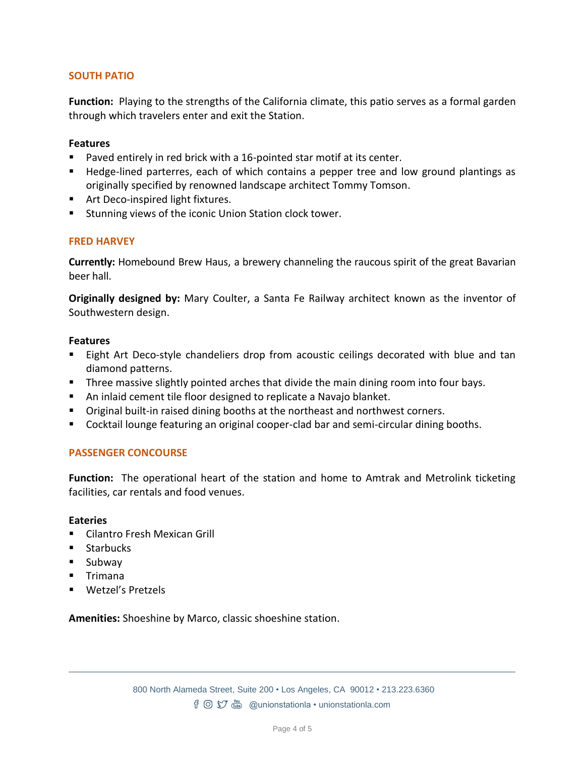## SOUTH PATIO

**Function:** Playing to the strengths of the California climate, this patio serves as a formal garden through which travelers enter and exit the Station.

**Features**

- Paved entirely in red brick with a 16-pointed star motif at its center.
- Hedge-lined parterres, each of which contains a pepper tree and low ground plantings as originally specified by renowned landscape architect Tommy Tomson.
- Art Deco-inspired light fixtures.
- Stunning views of the iconic Union Station clock tower.

## FRED HARVEY

**Currently:** Homebound Brew Haus, a brewery channeling the raucous spirit of the great Bavarian beer hall.

**Originally designed by:** Mary Coulter, a Santa Fe Railway architect known as the inventor of Southwestern design.

**Features**

- Eight Art Deco-style chandeliers drop from acoustic ceilings decorated with blue and tan diamond patterns.
- Three massive slightly pointed arches that divide the main dining room into four bays.
- An inlaid cement tile floor designed to replicate a Navajo blanket.
- Original built-in raised dining booths at the northeast and northwest corners.
- Cocktail lounge featuring an original cooper-clad bar and semi-circular dining booths.

## PASSENGER CONCOURSE

**Function:** The operational heart of the station and home to Amtrak and Metrolink ticketing facilities, car rentals and food venues.

**Eateries**

- Cilantro Fresh Mexican Grill
- Starbucks
- Subway
- Trimana
- Wetzel's Pretzels

**Amenities:** Shoeshine by Marco, classic shoeshine station.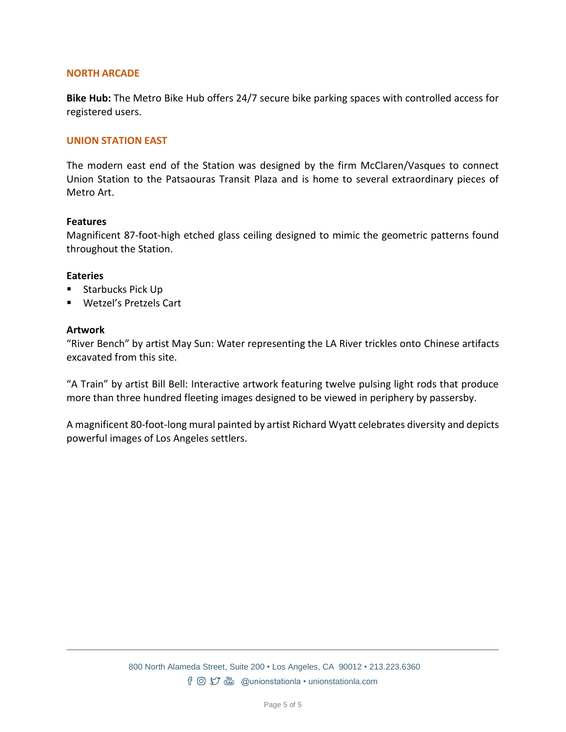## NORTH ARCADE

**Bike Hub:** The Metro Bike Hub offers 24/7 secure bike parking spaces with controlled access for registered users.

## UNION STATION EAST

The modern east end of the Station was designed by the firm McClaren/Vasques to connect Union Station to the Patsaouras Transit Plaza and is home to several extraordinary pieces of Metro Art.

### Features

Magnificent 87-foot-high etched glass ceiling designed to mimic the geometric patterns found throughout the Station.

### Eateries

- Starbucks Pick Up
- Wetzel's Pretzels Cart

### Artwork

"River Bench" by artist May Sun: Water representing the LA River trickles onto Chinese artifacts excavated from this site.

"A Train" by artist Bill Bell: Interactive artwork featuring twelve pulsing light rods that produce more than three hundred fleeting images designed to be viewed in periphery by passersby.

A magnificent 80-foot-long mural painted by artist Richard Wyatt celebrates diversity and depicts powerful images of Los Angeles settlers.

800 North Alameda Street, Suite 200 • Los Angeles, CA 90012 • 213.223.6360
@unionstationla • unionstationla.com